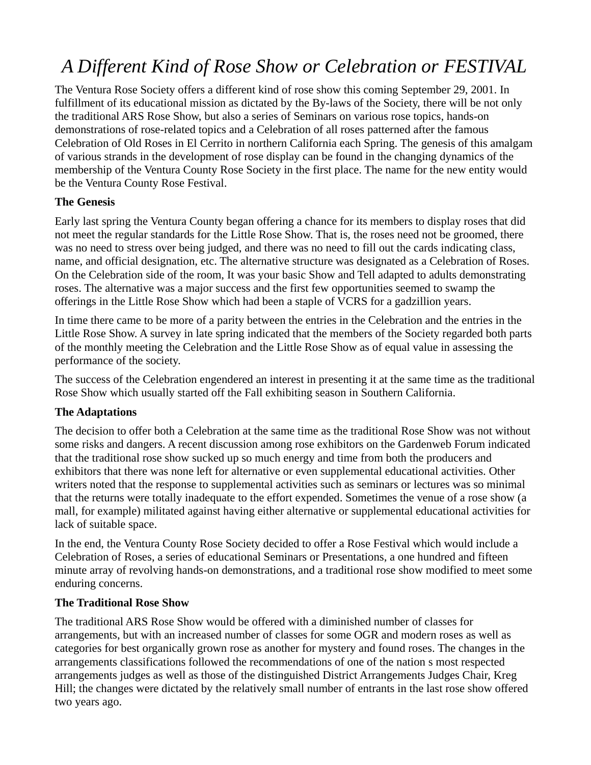# *A Different Kind of Rose Show or Celebration or FESTIVAL*

The Ventura Rose Society offers a different kind of rose show this coming September 29, 2001. In fulfillment of its educational mission as dictated by the By-laws of the Society, there will be not only the traditional ARS Rose Show, but also a series of Seminars on various rose topics, hands-on demonstrations of rose-related topics and a Celebration of all roses patterned after the famous Celebration of Old Roses in El Cerrito in northern California each Spring. The genesis of this amalgam of various strands in the development of rose display can be found in the changing dynamics of the membership of the Ventura County Rose Society in the first place. The name for the new entity would be the Ventura County Rose Festival.

**The Genesis**

Early last spring the Ventura County began offering a chance for its members to display roses that did not meet the regular standards for the Little Rose Show. That is, the roses need not be groomed, there was no need to stress over being judged, and there was no need to fill out the cards indicating class, name, and official designation, etc. The alternative structure was designated as a Celebration of Roses. On the Celebration side of the room, It was your basic Show and Tell adapted to adults demonstrating roses. The alternative was a major success and the first few opportunities seemed to swamp the offerings in the Little Rose Show which had been a staple of VCRS for a gadzillion years.

In time there came to be more of a parity between the entries in the Celebration and the entries in the Little Rose Show. A survey in late spring indicated that the members of the Society regarded both parts of the monthly meeting the Celebration and the Little Rose Show as of equal value in assessing the performance of the society.

The success of the Celebration engendered an interest in presenting it at the same time as the traditional Rose Show which usually started off the Fall exhibiting season in Southern California.

**The Adaptations**

The decision to offer both a Celebration at the same time as the traditional Rose Show was not without some risks and dangers. A recent discussion among rose exhibitors on the Gardenweb Forum indicated that the traditional rose show sucked up so much energy and time from both the producers and exhibitors that there was none left for alternative or even supplemental educational activities. Other writers noted that the response to supplemental activities such as seminars or lectures was so minimal that the returns were totally inadequate to the effort expended. Sometimes the venue of a rose show (a mall, for example) militated against having either alternative or supplemental educational activities for lack of suitable space.

In the end, the Ventura County Rose Society decided to offer a Rose Festival which would include a Celebration of Roses, a series of educational Seminars or Presentations, a one hundred and fifteen minute array of revolving hands-on demonstrations, and a traditional rose show modified to meet some enduring concerns.

**The Traditional Rose Show**

The traditional ARS Rose Show would be offered with a diminished number of classes for arrangements, but with an increased number of classes for some OGR and modern roses as well as categories for best organically grown rose as another for mystery and found roses. The changes in the arrangements classifications followed the recommendations of one of the nation s most respected arrangements judges as well as those of the distinguished District Arrangements Judges Chair, Kreg Hill; the changes were dictated by the relatively small number of entrants in the last rose show offered two years ago.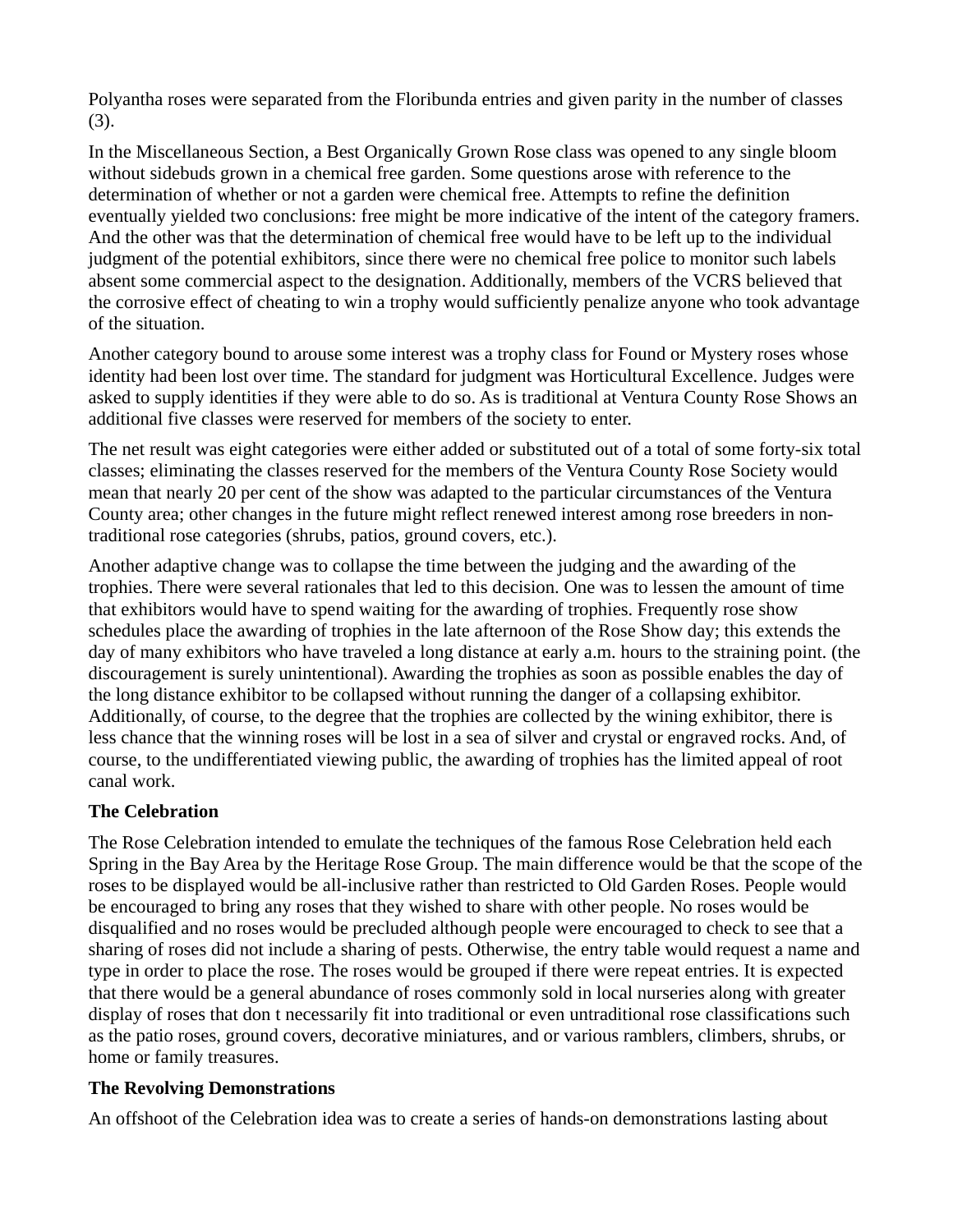Polyantha roses were separated from the Floribunda entries and given parity in the number of classes (3).

In the Miscellaneous Section, a Best Organically Grown Rose class was opened to any single bloom without sidebuds grown in a chemical free garden. Some questions arose with reference to the determination of whether or not a garden were chemical free. Attempts to refine the definition eventually yielded two conclusions: free might be more indicative of the intent of the category framers. And the other was that the determination of chemical free would have to be left up to the individual judgment of the potential exhibitors, since there were no chemical free police to monitor such labels absent some commercial aspect to the designation. Additionally, members of the VCRS believed that the corrosive effect of cheating to win a trophy would sufficiently penalize anyone who took advantage of the situation.

Another category bound to arouse some interest was a trophy class for Found or Mystery roses whose identity had been lost over time. The standard for judgment was Horticultural Excellence. Judges were asked to supply identities if they were able to do so. As is traditional at Ventura County Rose Shows an additional five classes were reserved for members of the society to enter.

The net result was eight categories were either added or substituted out of a total of some forty-six total classes; eliminating the classes reserved for the members of the Ventura County Rose Society would mean that nearly 20 per cent of the show was adapted to the particular circumstances of the Ventura County area; other changes in the future might reflect renewed interest among rose breeders in non-traditional rose categories (shrubs, patios, ground covers, etc.).

Another adaptive change was to collapse the time between the judging and the awarding of the trophies. There were several rationales that led to this decision. One was to lessen the amount of time that exhibitors would have to spend waiting for the awarding of trophies. Frequently rose show schedules place the awarding of trophies in the late afternoon of the Rose Show day; this extends the day of many exhibitors who have traveled a long distance at early a.m. hours to the straining point. (the discouragement is surely unintentional). Awarding the trophies as soon as possible enables the day of the long distance exhibitor to be collapsed without running the danger of a collapsing exhibitor. Additionally, of course, to the degree that the trophies are collected by the wining exhibitor, there is less chance that the winning roses will be lost in a sea of silver and crystal or engraved rocks. And, of course, to the undifferentiated viewing public, the awarding of trophies has the limited appeal of root canal work.

**The Celebration**

The Rose Celebration intended to emulate the techniques of the famous Rose Celebration held each Spring in the Bay Area by the Heritage Rose Group. The main difference would be that the scope of the roses to be displayed would be all-inclusive rather than restricted to Old Garden Roses. People would be encouraged to bring any roses that they wished to share with other people. No roses would be disqualified and no roses would be precluded although people were encouraged to check to see that a sharing of roses did not include a sharing of pests. Otherwise, the entry table would request a name and type in order to place the rose. The roses would be grouped if there were repeat entries. It is expected that there would be a general abundance of roses commonly sold in local nurseries along with greater display of roses that don t necessarily fit into traditional or even untraditional rose classifications such as the patio roses, ground covers, decorative miniatures, and or various ramblers, climbers, shrubs, or home or family treasures.

**The Revolving Demonstrations**

An offshoot of the Celebration idea was to create a series of hands-on demonstrations lasting about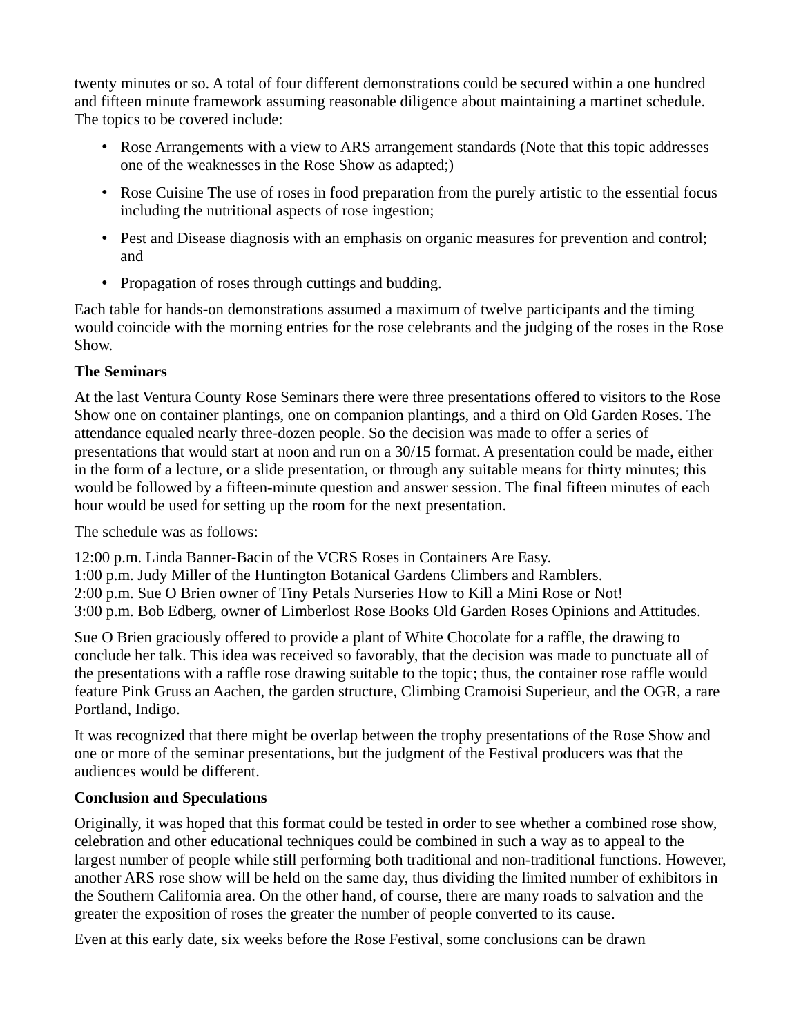twenty minutes or so. A total of four different demonstrations could be secured within a one hundred and fifteen minute framework assuming reasonable diligence about maintaining a martinet schedule. The topics to be covered include:

- Rose Arrangements with a view to ARS arrangement standards (Note that this topic addresses one of the weaknesses in the Rose Show as adapted;)
- Rose Cuisine The use of roses in food preparation from the purely artistic to the essential focus including the nutritional aspects of rose ingestion;
- Pest and Disease diagnosis with an emphasis on organic measures for prevention and control; and
- Propagation of roses through cuttings and budding.

Each table for hands-on demonstrations assumed a maximum of twelve participants and the timing would coincide with the morning entries for the rose celebrants and the judging of the roses in the Rose Show.

**The Seminars**

At the last Ventura County Rose Seminars there were three presentations offered to visitors to the Rose Show one on container plantings, one on companion plantings, and a third on Old Garden Roses. The attendance equaled nearly three-dozen people. So the decision was made to offer a series of presentations that would start at noon and run on a 30/15 format. A presentation could be made, either in the form of a lecture, or a slide presentation, or through any suitable means for thirty minutes; this would be followed by a fifteen-minute question and answer session. The final fifteen minutes of each hour would be used for setting up the room for the next presentation.

The schedule was as follows:

12:00 p.m. Linda Banner-Bacin of the VCRS Roses in Containers Are Easy.
1:00 p.m. Judy Miller of the Huntington Botanical Gardens Climbers and Ramblers.
2:00 p.m. Sue O Brien owner of Tiny Petals Nurseries How to Kill a Mini Rose or Not!
3:00 p.m. Bob Edberg, owner of Limberlost Rose Books Old Garden Roses Opinions and Attitudes.

Sue O Brien graciously offered to provide a plant of White Chocolate for a raffle, the drawing to conclude her talk. This idea was received so favorably, that the decision was made to punctuate all of the presentations with a raffle rose drawing suitable to the topic; thus, the container rose raffle would feature Pink Gruss an Aachen, the garden structure, Climbing Cramoisi Superieur, and the OGR, a rare Portland, Indigo.

It was recognized that there might be overlap between the trophy presentations of the Rose Show and one or more of the seminar presentations, but the judgment of the Festival producers was that the audiences would be different.

**Conclusion and Speculations**

Originally, it was hoped that this format could be tested in order to see whether a combined rose show, celebration and other educational techniques could be combined in such a way as to appeal to the largest number of people while still performing both traditional and non-traditional functions. However, another ARS rose show will be held on the same day, thus dividing the limited number of exhibitors in the Southern California area. On the other hand, of course, there are many roads to salvation and the greater the exposition of roses the greater the number of people converted to its cause.

Even at this early date, six weeks before the Rose Festival, some conclusions can be drawn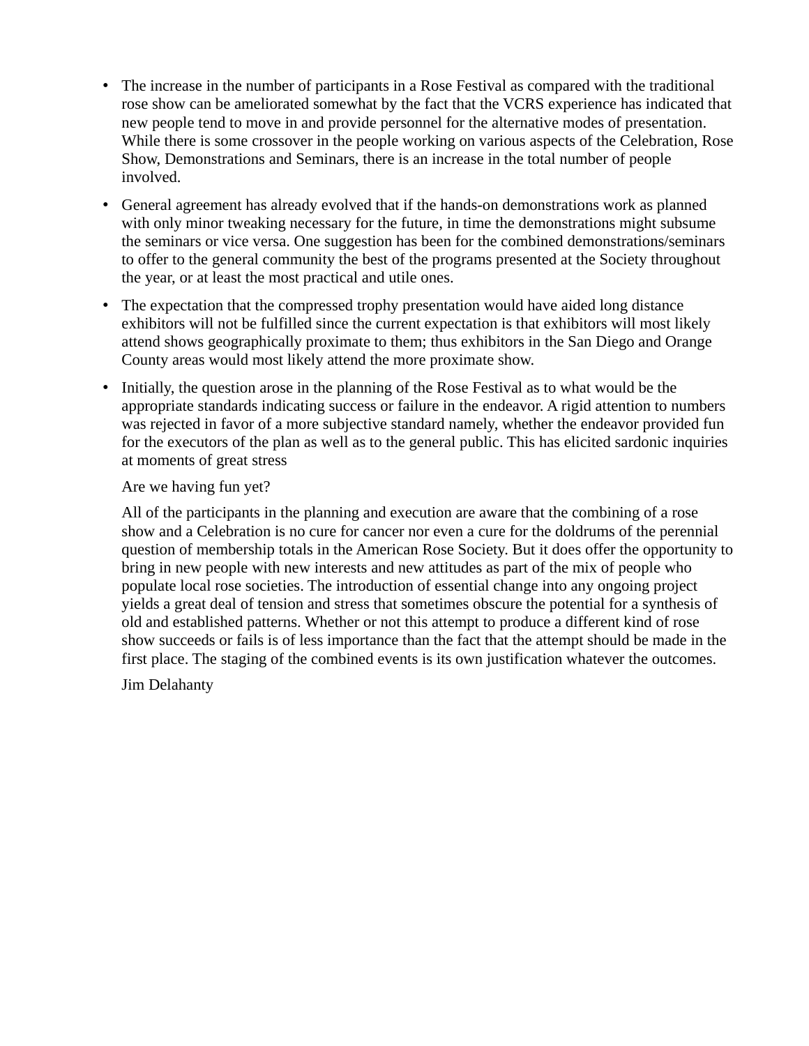- The increase in the number of participants in a Rose Festival as compared with the traditional rose show can be ameliorated somewhat by the fact that the VCRS experience has indicated that new people tend to move in and provide personnel for the alternative modes of presentation. While there is some crossover in the people working on various aspects of the Celebration, Rose Show, Demonstrations and Seminars, there is an increase in the total number of people involved.

- General agreement has already evolved that if the hands-on demonstrations work as planned with only minor tweaking necessary for the future, in time the demonstrations might subsume the seminars or vice versa. One suggestion has been for the combined demonstrations/seminars to offer to the general community the best of the programs presented at the Society throughout the year, or at least the most practical and utile ones.

- The expectation that the compressed trophy presentation would have aided long distance exhibitors will not be fulfilled since the current expectation is that exhibitors will most likely attend shows geographically proximate to them; thus exhibitors in the San Diego and Orange County areas would most likely attend the more proximate show.

- Initially, the question arose in the planning of the Rose Festival as to what would be the appropriate standards indicating success or failure in the endeavor. A rigid attention to numbers was rejected in favor of a more subjective standard namely, whether the endeavor provided fun for the executors of the plan as well as to the general public. This has elicited sardonic inquiries at moments of great stress

  Are we having fun yet?

  All of the participants in the planning and execution are aware that the combining of a rose show and a Celebration is no cure for cancer nor even a cure for the doldrums of the perennial question of membership totals in the American Rose Society. But it does offer the opportunity to bring in new people with new interests and new attitudes as part of the mix of people who populate local rose societies. The introduction of essential change into any ongoing project yields a great deal of tension and stress that sometimes obscure the potential for a synthesis of old and established patterns. Whether or not this attempt to produce a different kind of rose show succeeds or fails is of less importance than the fact that the attempt should be made in the first place. The staging of the combined events is its own justification whatever the outcomes.

  Jim Delahanty